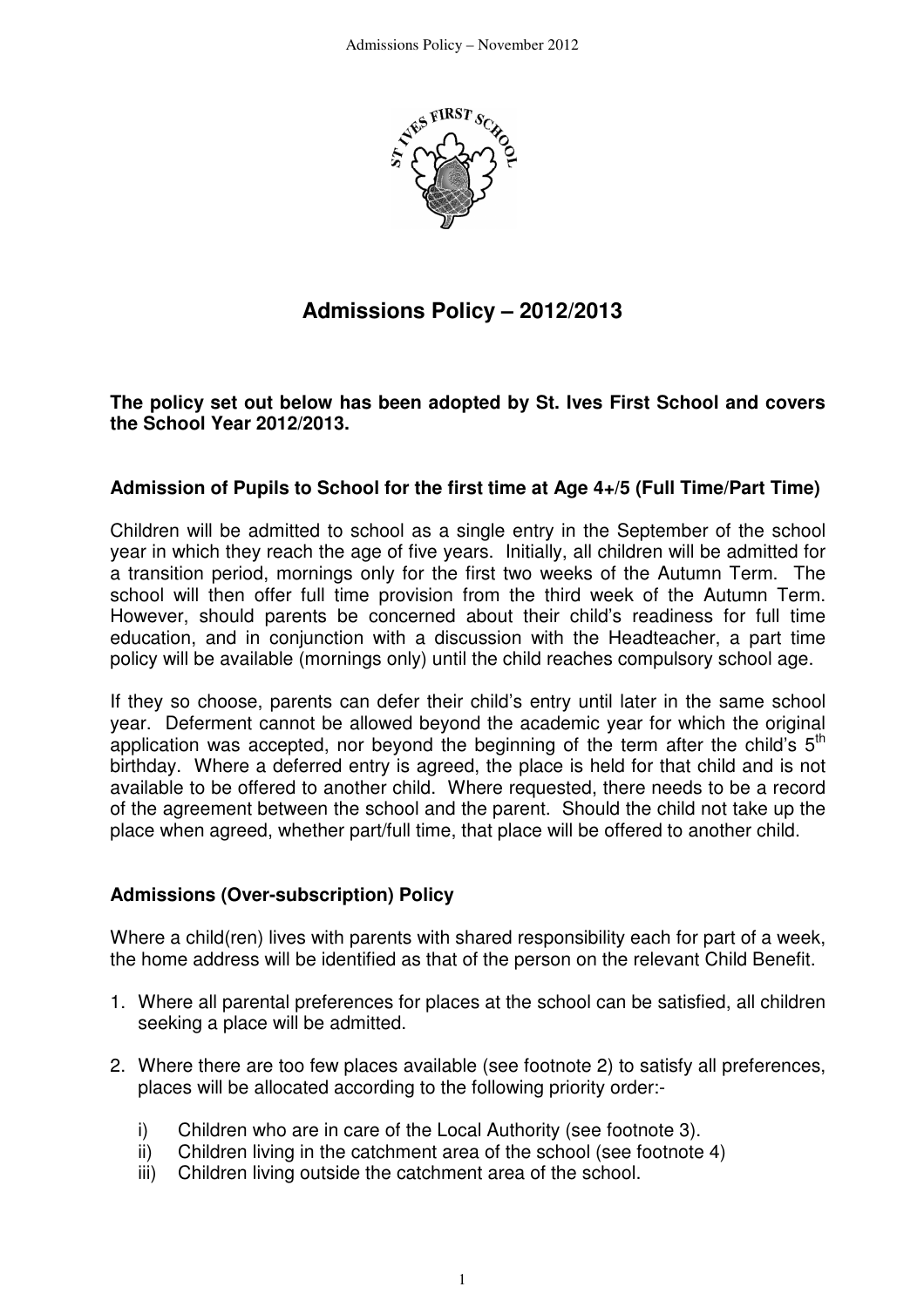# Admissions Policy – 2012/2013

**The policy set out below has been adopted by St. Ives First School and covers the School Year 2012/2013.**

## Admission of Pupils to School for the first time at Age 4+/5 (Full Time/Part Time)

Children will be admitted to school as a single entry in the September of the school year in which they reach the age of five years. Initially, all children will be admitted for a transition period, mornings only for the first two weeks of the Autumn Term. The school will then offer full time provision from the third week of the Autumn Term. However, should parents be concerned about their child's readiness for full time education, and in conjunction with a discussion with the Headteacher, a part time policy will be available (mornings only) until the child reaches compulsory school age.

If they so choose, parents can defer their child's entry until later in the same school year. Deferment cannot be allowed beyond the academic year for which the original application was accepted, nor beyond the beginning of the term after the child's 5th birthday. Where a deferred entry is agreed, the place is held for that child and is not available to be offered to another child. Where requested, there needs to be a record of the agreement between the school and the parent. Should the child not take up the place when agreed, whether part/full time, that place will be offered to another child.

## Admissions (Over-subscription) Policy

Where a child(ren) lives with parents with shared responsibility each for part of a week, the home address will be identified as that of the person on the relevant Child Benefit.

1. Where all parental preferences for places at the school can be satisfied, all children seeking a place will be admitted.

2. Where there are too few places available (see footnote 2) to satisfy all preferences, places will be allocated according to the following priority order:-

   i) Children who are in care of the Local Authority (see footnote 3).
   ii) Children living in the catchment area of the school (see footnote 4)
   iii) Children living outside the catchment area of the school.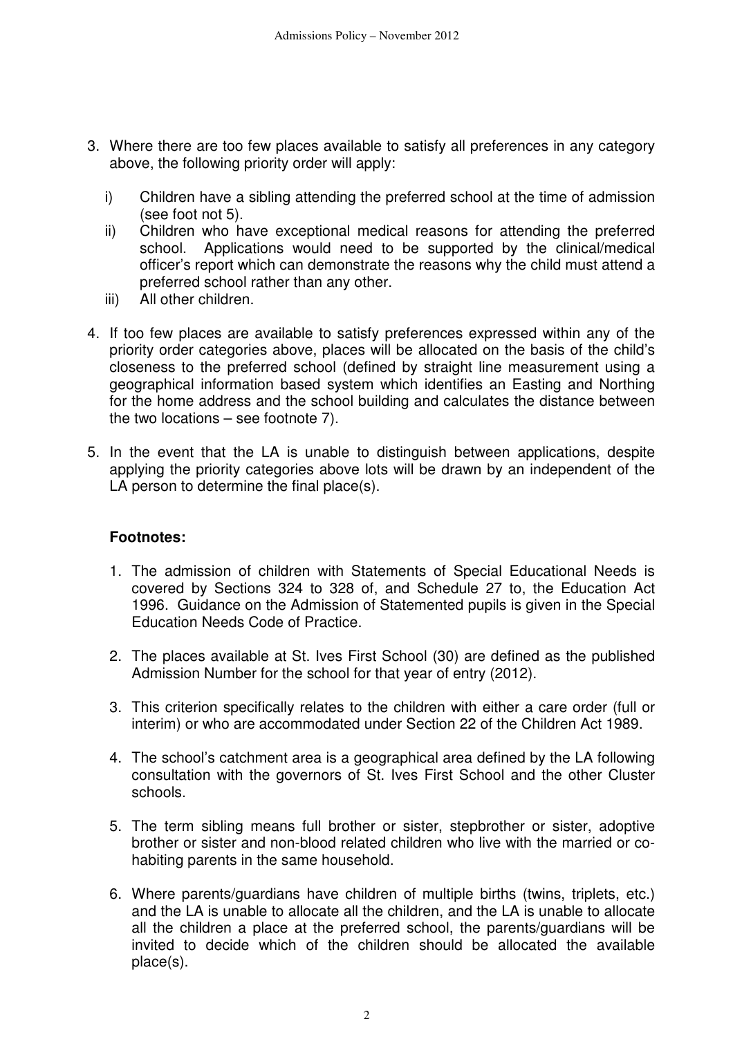3. Where there are too few places available to satisfy all preferences in any category above, the following priority order will apply:

   i) Children have a sibling attending the preferred school at the time of admission (see foot not 5).

   ii) Children who have exceptional medical reasons for attending the preferred school. Applications would need to be supported by the clinical/medical officer's report which can demonstrate the reasons why the child must attend a preferred school rather than any other.

   iii) All other children.

4. If too few places are available to satisfy preferences expressed within any of the priority order categories above, places will be allocated on the basis of the child's closeness to the preferred school (defined by straight line measurement using a geographical information based system which identifies an Easting and Northing for the home address and the school building and calculates the distance between the two locations – see footnote 7).

5. In the event that the LA is unable to distinguish between applications, despite applying the priority categories above lots will be drawn by an independent of the LA person to determine the final place(s).

**Footnotes:**

1. The admission of children with Statements of Special Educational Needs is covered by Sections 324 to 328 of, and Schedule 27 to, the Education Act 1996. Guidance on the Admission of Statemented pupils is given in the Special Education Needs Code of Practice.

2. The places available at St. Ives First School (30) are defined as the published Admission Number for the school for that year of entry (2012).

3. This criterion specifically relates to the children with either a care order (full or interim) or who are accommodated under Section 22 of the Children Act 1989.

4. The school's catchment area is a geographical area defined by the LA following consultation with the governors of St. Ives First School and the other Cluster schools.

5. The term sibling means full brother or sister, stepbrother or sister, adoptive brother or sister and non-blood related children who live with the married or co-habiting parents in the same household.

6. Where parents/guardians have children of multiple births (twins, triplets, etc.) and the LA is unable to allocate all the children, and the LA is unable to allocate all the children a place at the preferred school, the parents/guardians will be invited to decide which of the children should be allocated the available place(s).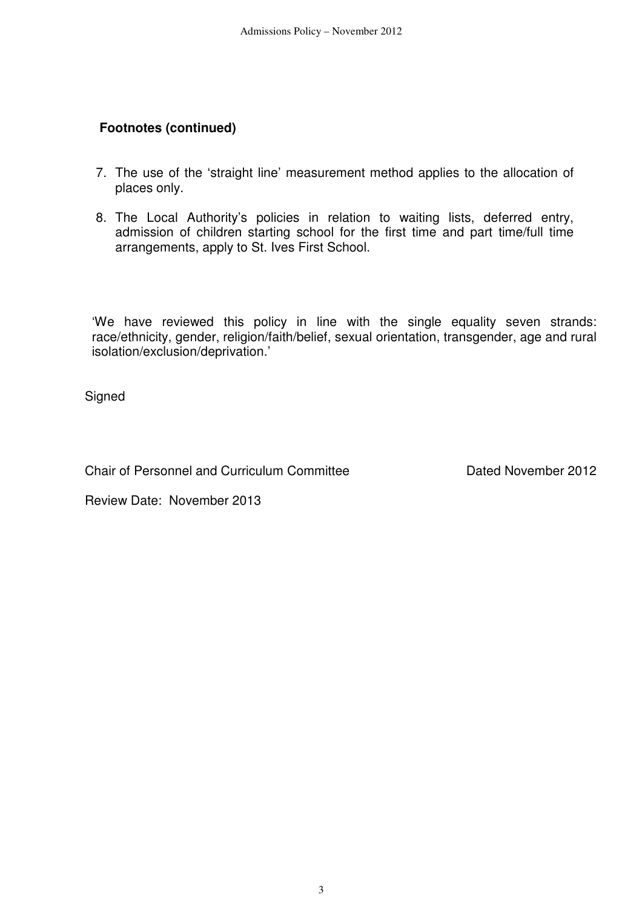**Footnotes (continued)**

7. The use of the 'straight line' measurement method applies to the allocation of places only.
8. The Local Authority's policies in relation to waiting lists, deferred entry, admission of children starting school for the first time and part time/full time arrangements, apply to St. Ives First School.

'We have reviewed this policy in line with the single equality seven strands: race/ethnicity, gender, religion/faith/belief, sexual orientation, transgender, age and rural isolation/exclusion/deprivation.'

Signed

Chair of Personnel and Curriculum Committee Dated November 2012

Review Date: November 2013